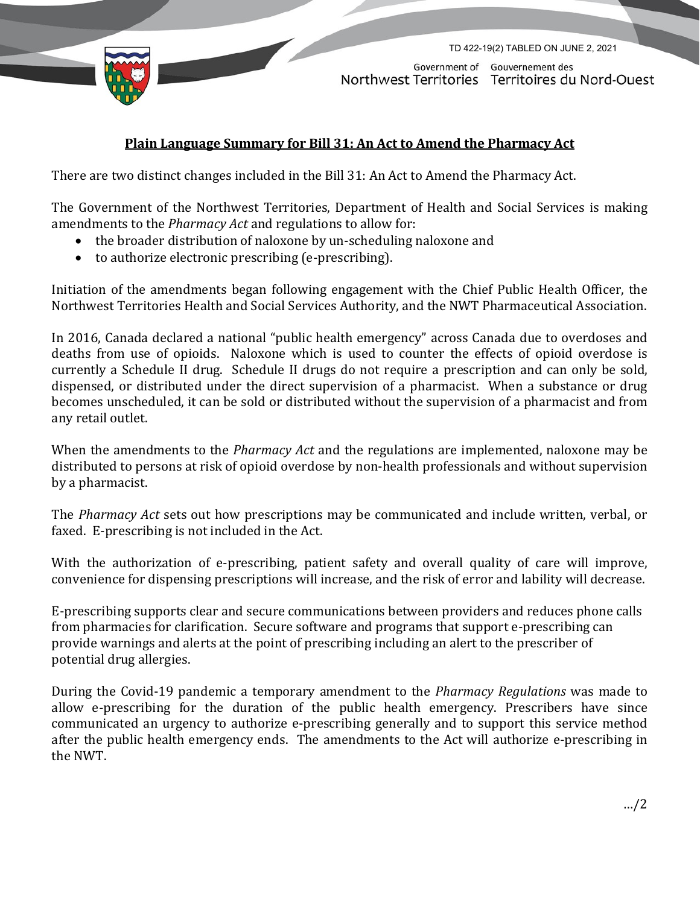TD 422-19(2) TABLED ON JUNE 2, 2021

Government of Northwest Territories | Gouvernement des Territoires du Nord-Ouest

## Plain Language Summary for Bill 31: An Act to Amend the Pharmacy Act

There are two distinct changes included in the Bill 31: An Act to Amend the Pharmacy Act.

The Government of the Northwest Territories, Department of Health and Social Services is making amendments to the *Pharmacy Act* and regulations to allow for:

- the broader distribution of naloxone by un-scheduling naloxone and
- to authorize electronic prescribing (e-prescribing).

Initiation of the amendments began following engagement with the Chief Public Health Officer, the Northwest Territories Health and Social Services Authority, and the NWT Pharmaceutical Association.

In 2016, Canada declared a national "public health emergency" across Canada due to overdoses and deaths from use of opioids. Naloxone which is used to counter the effects of opioid overdose is currently a Schedule II drug. Schedule II drugs do not require a prescription and can only be sold, dispensed, or distributed under the direct supervision of a pharmacist. When a substance or drug becomes unscheduled, it can be sold or distributed without the supervision of a pharmacist and from any retail outlet.

When the amendments to the *Pharmacy Act* and the regulations are implemented, naloxone may be distributed to persons at risk of opioid overdose by non-health professionals and without supervision by a pharmacist.

The *Pharmacy Act* sets out how prescriptions may be communicated and include written, verbal, or faxed. E-prescribing is not included in the Act.

With the authorization of e-prescribing, patient safety and overall quality of care will improve, convenience for dispensing prescriptions will increase, and the risk of error and lability will decrease.

E-prescribing supports clear and secure communications between providers and reduces phone calls from pharmacies for clarification. Secure software and programs that support e-prescribing can provide warnings and alerts at the point of prescribing including an alert to the prescriber of potential drug allergies.

During the Covid-19 pandemic a temporary amendment to the *Pharmacy Regulations* was made to allow e-prescribing for the duration of the public health emergency. Prescribers have since communicated an urgency to authorize e-prescribing generally and to support this service method after the public health emergency ends. The amendments to the Act will authorize e-prescribing in the NWT.

.../2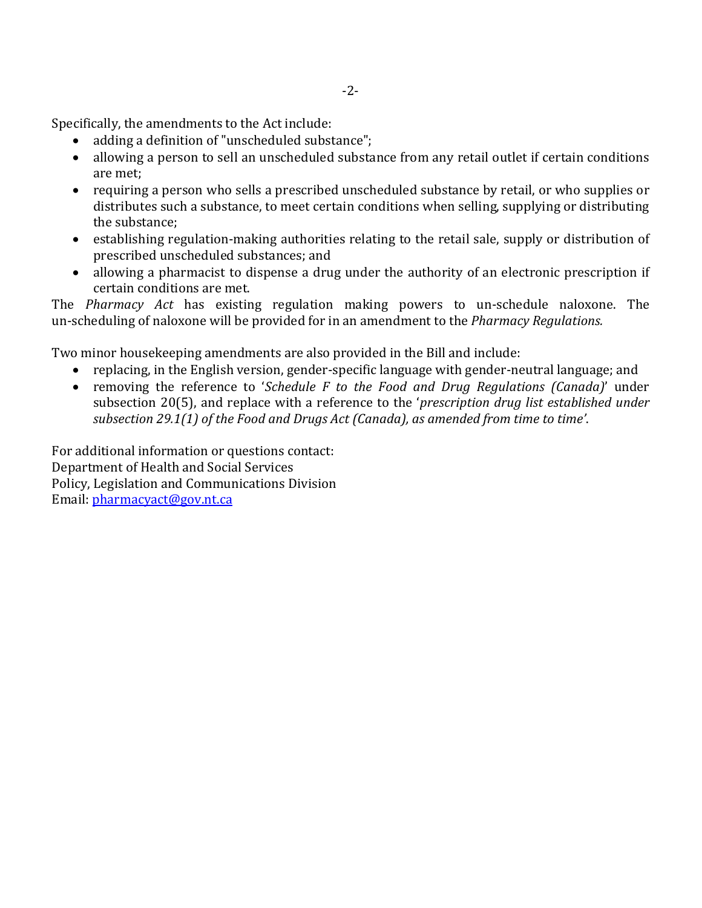Specifically, the amendments to the Act include:

- adding a definition of "unscheduled substance";
- allowing a person to sell an unscheduled substance from any retail outlet if certain conditions are met;
- requiring a person who sells a prescribed unscheduled substance by retail, or who supplies or distributes such a substance, to meet certain conditions when selling, supplying or distributing the substance;
- establishing regulation-making authorities relating to the retail sale, supply or distribution of prescribed unscheduled substances; and
- allowing a pharmacist to dispense a drug under the authority of an electronic prescription if certain conditions are met.

The *Pharmacy Act* has existing regulation making powers to un-schedule naloxone. The un-scheduling of naloxone will be provided for in an amendment to the *Pharmacy Regulations.*

Two minor housekeeping amendments are also provided in the Bill and include:

- replacing, in the English version, gender-specific language with gender-neutral language; and
- removing the reference to '*Schedule F to the Food and Drug Regulations (Canada)*' under subsection 20(5), and replace with a reference to the '*prescription drug list established under subsection 29.1(1) of the Food and Drugs Act (Canada), as amended from time to time'*.

For additional information or questions contact:
Department of Health and Social Services
Policy, Legislation and Communications Division
Email: pharmacyact@gov.nt.ca